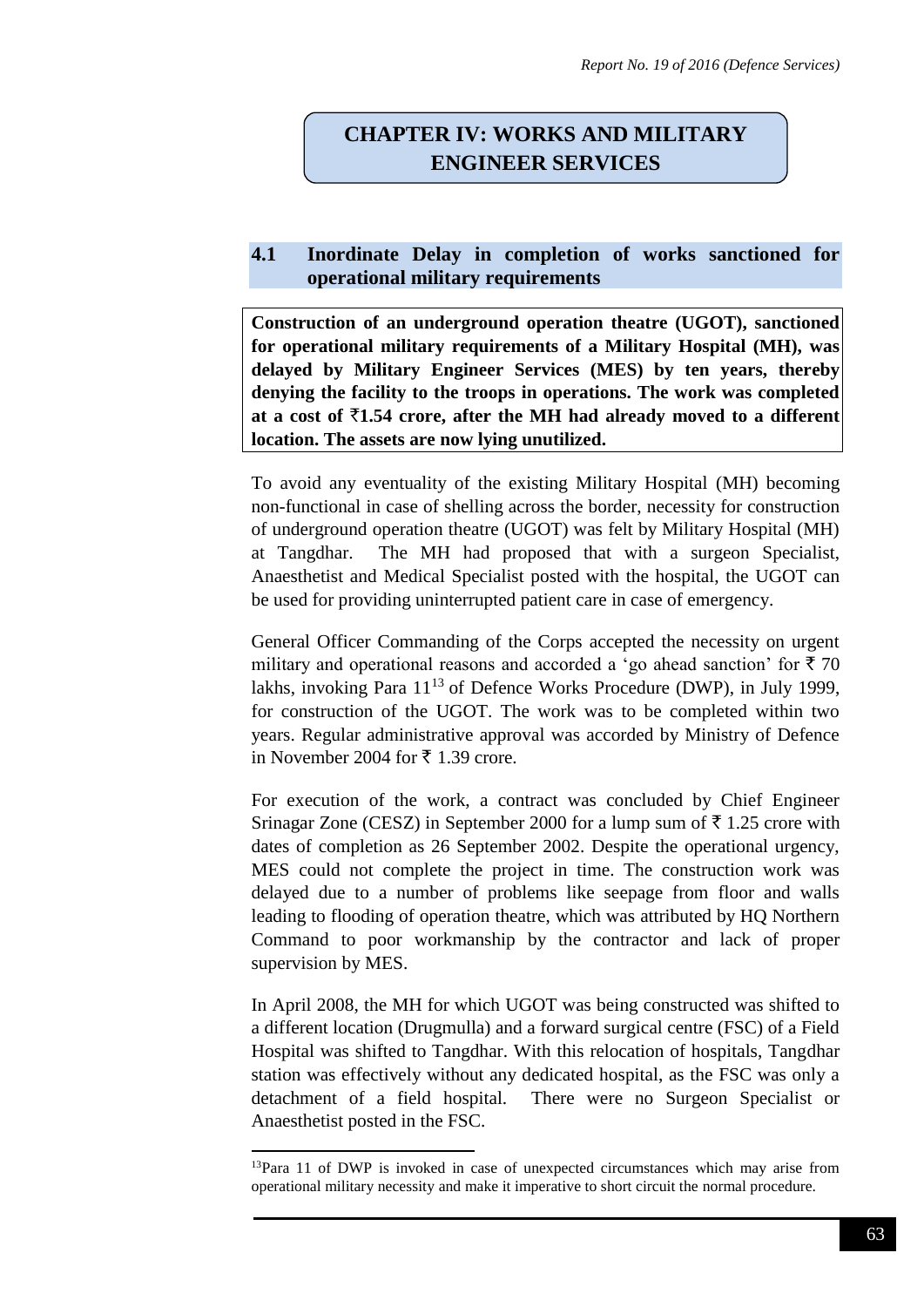# CHAPTER IV: WORKS AND MILITARY ENGINEER SERVICES

## 4.1 Inordinate Delay in completion of works sanctioned for operational military requirements

**Construction of an underground operation theatre (UGOT), sanctioned for operational military requirements of a Military Hospital (MH), was delayed by Military Engineer Services (MES) by ten years, thereby denying the facility to the troops in operations. The work was completed at a cost of ₹1.54 crore, after the MH had already moved to a different location. The assets are now lying unutilized.**

To avoid any eventuality of the existing Military Hospital (MH) becoming non-functional in case of shelling across the border, necessity for construction of underground operation theatre (UGOT) was felt by Military Hospital (MH) at Tangdhar. The MH had proposed that with a surgeon Specialist, Anaesthetist and Medical Specialist posted with the hospital, the UGOT can be used for providing uninterrupted patient care in case of emergency.

General Officer Commanding of the Corps accepted the necessity on urgent military and operational reasons and accorded a 'go ahead sanction' for ₹ 70 lakhs, invoking Para 11[13] of Defence Works Procedure (DWP), in July 1999, for construction of the UGOT. The work was to be completed within two years. Regular administrative approval was accorded by Ministry of Defence in November 2004 for ₹ 1.39 crore.

For execution of the work, a contract was concluded by Chief Engineer Srinagar Zone (CESZ) in September 2000 for a lump sum of ₹ 1.25 crore with dates of completion as 26 September 2002. Despite the operational urgency, MES could not complete the project in time. The construction work was delayed due to a number of problems like seepage from floor and walls leading to flooding of operation theatre, which was attributed by HQ Northern Command to poor workmanship by the contractor and lack of proper supervision by MES.

In April 2008, the MH for which UGOT was being constructed was shifted to a different location (Drugmulla) and a forward surgical centre (FSC) of a Field Hospital was shifted to Tangdhar. With this relocation of hospitals, Tangdhar station was effectively without any dedicated hospital, as the FSC was only a detachment of a field hospital. There were no Surgeon Specialist or Anaesthetist posted in the FSC.

[13] Para 11 of DWP is invoked in case of unexpected circumstances which may arise from operational military necessity and make it imperative to short circuit the normal procedure.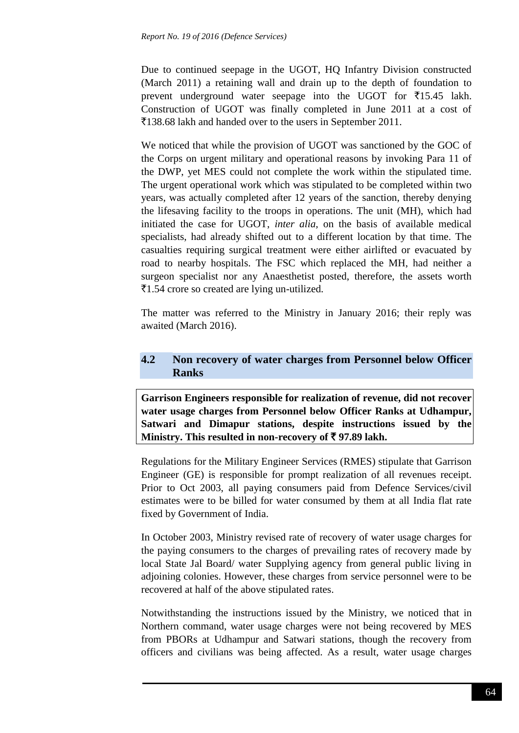Due to continued seepage in the UGOT, HQ Infantry Division constructed (March 2011) a retaining wall and drain up to the depth of foundation to prevent underground water seepage into the UGOT for ₹15.45 lakh. Construction of UGOT was finally completed in June 2011 at a cost of ₹138.68 lakh and handed over to the users in September 2011.

We noticed that while the provision of UGOT was sanctioned by the GOC of the Corps on urgent military and operational reasons by invoking Para 11 of the DWP, yet MES could not complete the work within the stipulated time. The urgent operational work which was stipulated to be completed within two years, was actually completed after 12 years of the sanction, thereby denying the lifesaving facility to the troops in operations. The unit (MH), which had initiated the case for UGOT, *inter alia*, on the basis of available medical specialists, had already shifted out to a different location by that time. The casualties requiring surgical treatment were either airlifted or evacuated by road to nearby hospitals. The FSC which replaced the MH, had neither a surgeon specialist nor any Anaesthetist posted, therefore, the assets worth ₹1.54 crore so created are lying un-utilized.

The matter was referred to the Ministry in January 2016; their reply was awaited (March 2016).

## 4.2 Non recovery of water charges from Personnel below Officer Ranks

**Garrison Engineers responsible for realization of revenue, did not recover water usage charges from Personnel below Officer Ranks at Udhampur, Satwari and Dimapur stations, despite instructions issued by the Ministry. This resulted in non-recovery of ₹ 97.89 lakh.**

Regulations for the Military Engineer Services (RMES) stipulate that Garrison Engineer (GE) is responsible for prompt realization of all revenues receipt. Prior to Oct 2003, all paying consumers paid from Defence Services/civil estimates were to be billed for water consumed by them at all India flat rate fixed by Government of India.

In October 2003, Ministry revised rate of recovery of water usage charges for the paying consumers to the charges of prevailing rates of recovery made by local State Jal Board/ water Supplying agency from general public living in adjoining colonies. However, these charges from service personnel were to be recovered at half of the above stipulated rates.

Notwithstanding the instructions issued by the Ministry, we noticed that in Northern command, water usage charges were not being recovered by MES from PBORs at Udhampur and Satwari stations, though the recovery from officers and civilians was being affected. As a result, water usage charges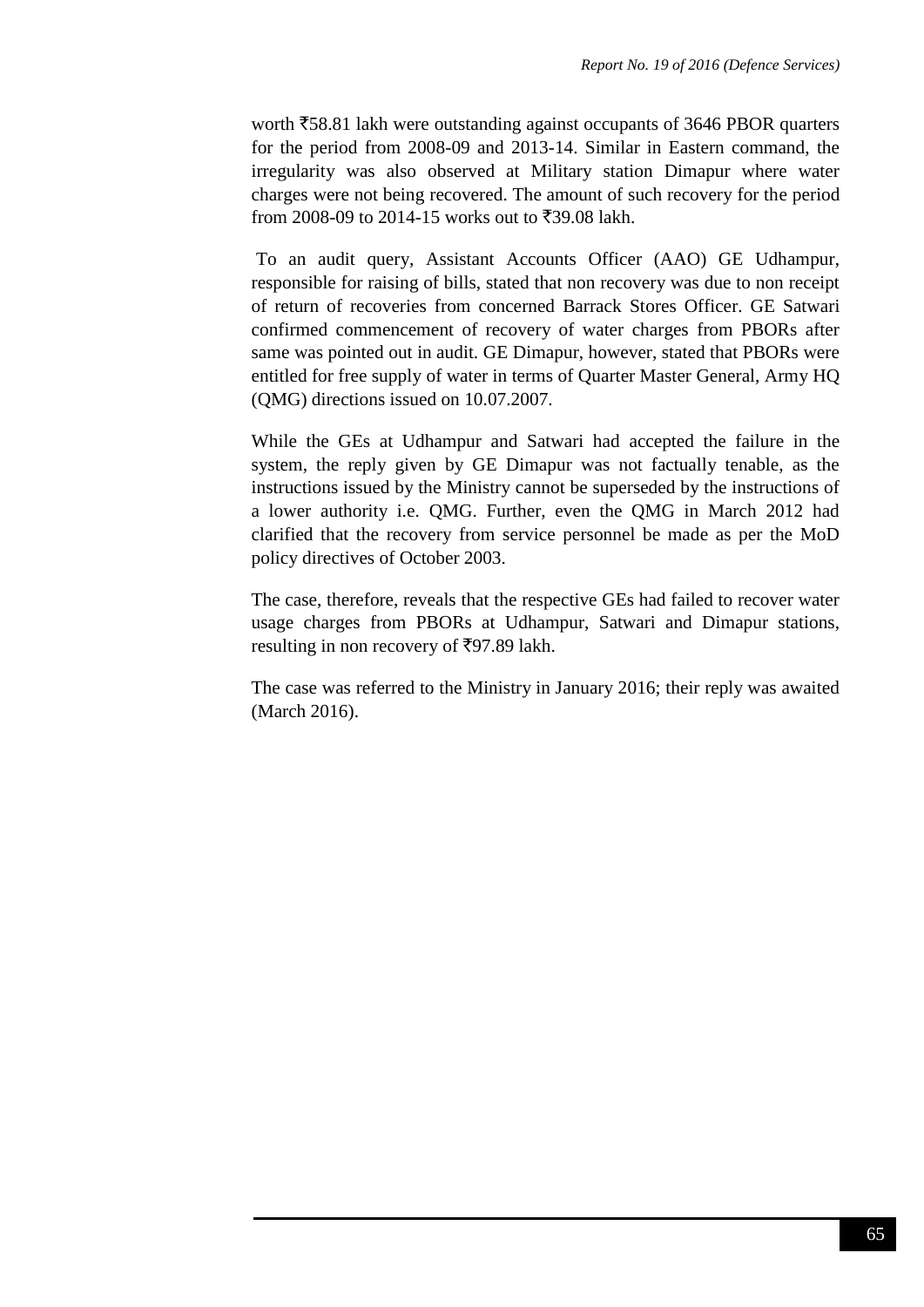worth ₹58.81 lakh were outstanding against occupants of 3646 PBOR quarters for the period from 2008-09 and 2013-14. Similar in Eastern command, the irregularity was also observed at Military station Dimapur where water charges were not being recovered. The amount of such recovery for the period from 2008-09 to 2014-15 works out to ₹39.08 lakh.

To an audit query, Assistant Accounts Officer (AAO) GE Udhampur, responsible for raising of bills, stated that non recovery was due to non receipt of return of recoveries from concerned Barrack Stores Officer. GE Satwari confirmed commencement of recovery of water charges from PBORs after same was pointed out in audit. GE Dimapur, however, stated that PBORs were entitled for free supply of water in terms of Quarter Master General, Army HQ (QMG) directions issued on 10.07.2007.

While the GEs at Udhampur and Satwari had accepted the failure in the system, the reply given by GE Dimapur was not factually tenable, as the instructions issued by the Ministry cannot be superseded by the instructions of a lower authority i.e. QMG. Further, even the QMG in March 2012 had clarified that the recovery from service personnel be made as per the MoD policy directives of October 2003.

The case, therefore, reveals that the respective GEs had failed to recover water usage charges from PBORs at Udhampur, Satwari and Dimapur stations, resulting in non recovery of ₹97.89 lakh.

The case was referred to the Ministry in January 2016; their reply was awaited (March 2016).